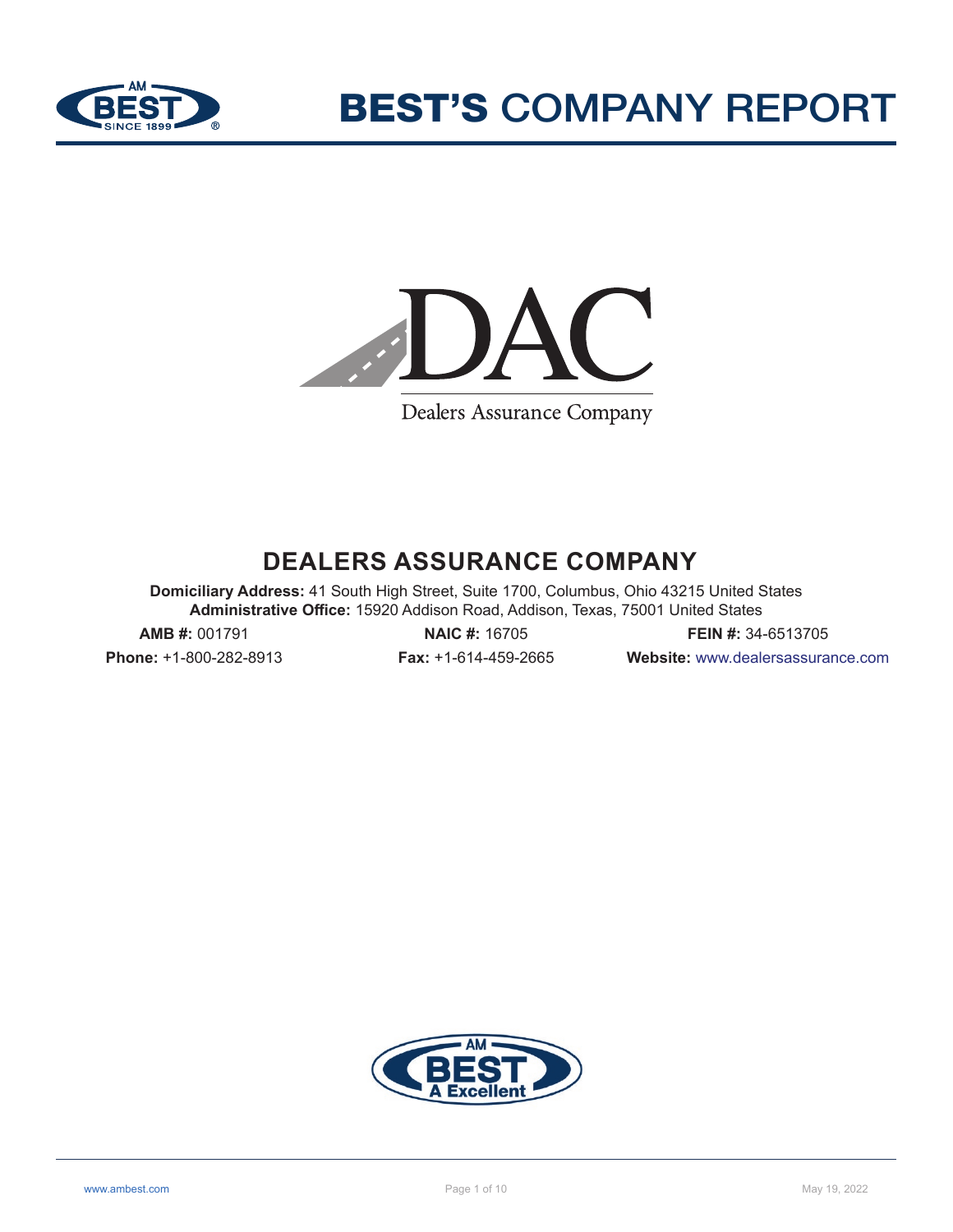# BEST'S COMPANY REPORT

DAC

Dealers Assurance Company

## DEALERS ASSURANCE COMPANY

**Domiciliary Address:** 41 South High Street, Suite 1700, Columbus, Ohio 43215 United States
**Administrative Office:** 15920 Addison Road, Addison, Texas, 75001 United States

**AMB #:** 001791 **NAIC #:** 16705 **FEIN #:** 34-6513705

**Phone:** +1-800-282-8913 **Fax:** +1-614-459-2665 **Website:** www.dealersassurance.com

AM BEST A Excellent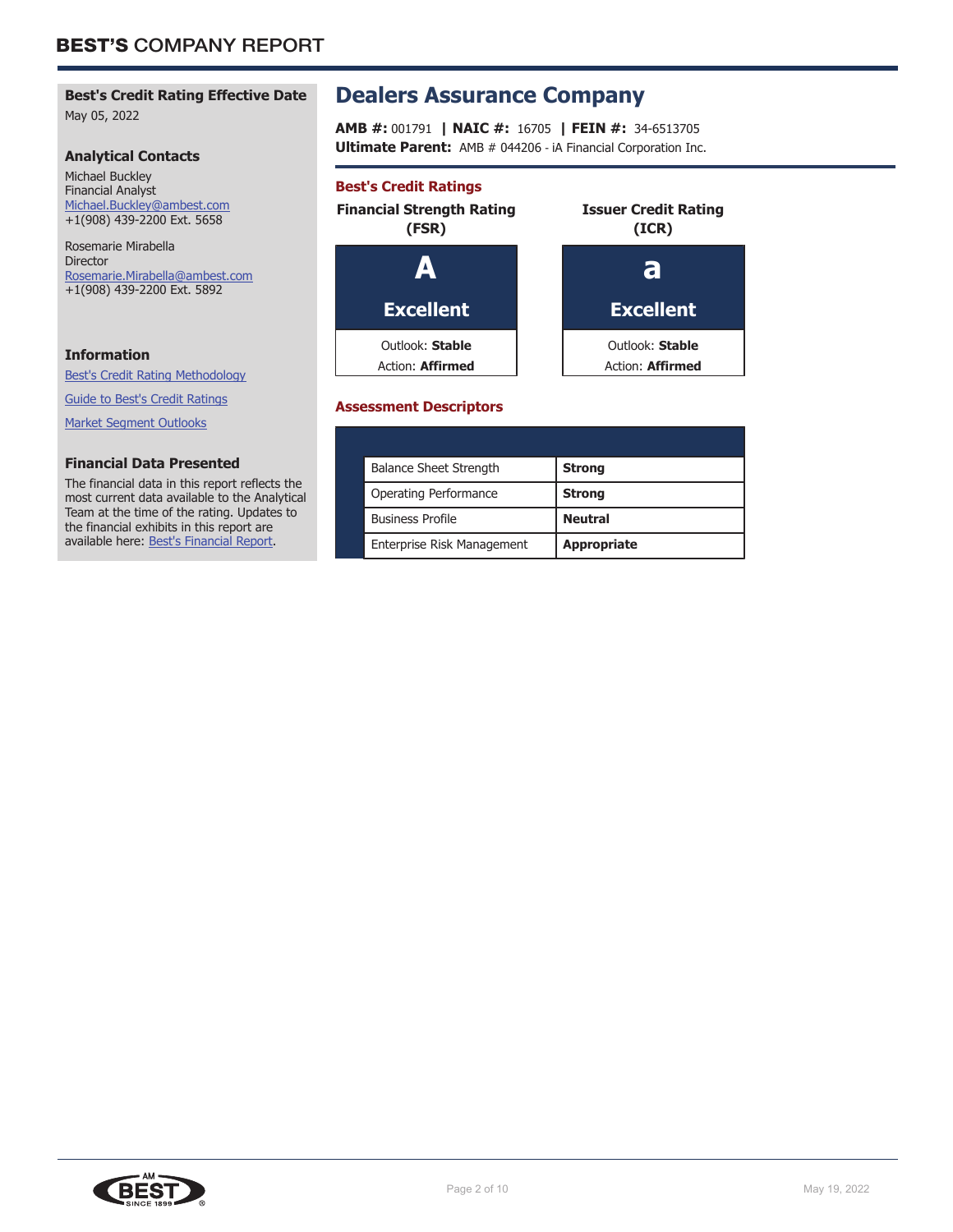# Dealers Assurance Company

**AMB #:** 001791 | **NAIC #:** 16705 | **FEIN #:** 34-6513705
**Ultimate Parent:** AMB # 044206 - iA Financial Corporation Inc.

## Best's Credit Ratings

| Financial Strength Rating (FSR) | Issuer Credit Rating (ICR) |
|---|---|
| **A** | **a** |
| **Excellent** | **Excellent** |
| Outlook: **Stable** | Outlook: **Stable** |
| Action: **Affirmed** | Action: **Affirmed** |

## Assessment Descriptors

| | |
|---|---|
| Balance Sheet Strength | **Strong** |
| Operating Performance | **Strong** |
| Business Profile | **Neutral** |
| Enterprise Risk Management | **Appropriate** |

### Best's Credit Rating Effective Date

May 05, 2022

### Analytical Contacts

Michael Buckley
Financial Analyst
Michael.Buckley@ambest.com
+1(908) 439-2200 Ext. 5658

Rosemarie Mirabella
Director
Rosemarie.Mirabella@ambest.com
+1(908) 439-2200 Ext. 5892

### Information

Best's Credit Rating Methodology

Guide to Best's Credit Ratings

Market Segment Outlooks

### Financial Data Presented

The financial data in this report reflects the most current data available to the Analytical Team at the time of the rating. Updates to the financial exhibits in this report are available here: Best's Financial Report.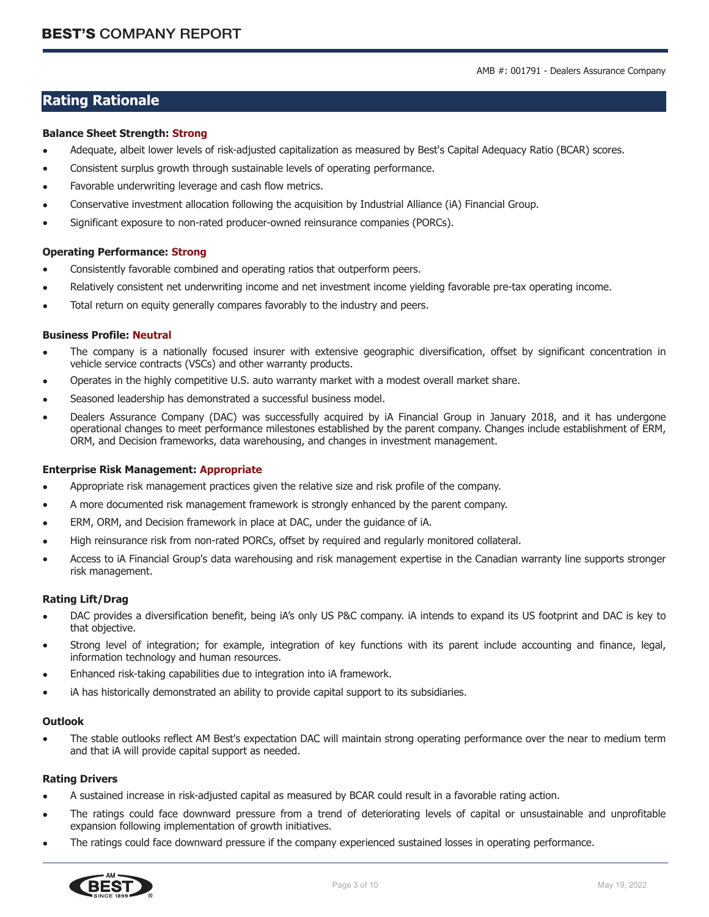## Rating Rationale

**Balance Sheet Strength: Strong**

- Adequate, albeit lower levels of risk-adjusted capitalization as measured by Best's Capital Adequacy Ratio (BCAR) scores.
- Consistent surplus growth through sustainable levels of operating performance.
- Favorable underwriting leverage and cash flow metrics.
- Conservative investment allocation following the acquisition by Industrial Alliance (iA) Financial Group.
- Significant exposure to non-rated producer-owned reinsurance companies (PORCs).

**Operating Performance: Strong**

- Consistently favorable combined and operating ratios that outperform peers.
- Relatively consistent net underwriting income and net investment income yielding favorable pre-tax operating income.
- Total return on equity generally compares favorably to the industry and peers.

**Business Profile: Neutral**

- The company is a nationally focused insurer with extensive geographic diversification, offset by significant concentration in vehicle service contracts (VSCs) and other warranty products.
- Operates in the highly competitive U.S. auto warranty market with a modest overall market share.
- Seasoned leadership has demonstrated a successful business model.
- Dealers Assurance Company (DAC) was successfully acquired by iA Financial Group in January 2018, and it has undergone operational changes to meet performance milestones established by the parent company. Changes include establishment of ERM, ORM, and Decision frameworks, data warehousing, and changes in investment management.

**Enterprise Risk Management: Appropriate**

- Appropriate risk management practices given the relative size and risk profile of the company.
- A more documented risk management framework is strongly enhanced by the parent company.
- ERM, ORM, and Decision framework in place at DAC, under the guidance of iA.
- High reinsurance risk from non-rated PORCs, offset by required and regularly monitored collateral.
- Access to iA Financial Group's data warehousing and risk management expertise in the Canadian warranty line supports stronger risk management.

**Rating Lift/Drag**

- DAC provides a diversification benefit, being iA's only US P&C company. iA intends to expand its US footprint and DAC is key to that objective.
- Strong level of integration; for example, integration of key functions with its parent include accounting and finance, legal, information technology and human resources.
- Enhanced risk-taking capabilities due to integration into iA framework.
- iA has historically demonstrated an ability to provide capital support to its subsidiaries.

**Outlook**

- The stable outlooks reflect AM Best's expectation DAC will maintain strong operating performance over the near to medium term and that iA will provide capital support as needed.

**Rating Drivers**

- A sustained increase in risk-adjusted capital as measured by BCAR could result in a favorable rating action.
- The ratings could face downward pressure from a trend of deteriorating levels of capital or unsustainable and unprofitable expansion following implementation of growth initiatives.
- The ratings could face downward pressure if the company experienced sustained losses in operating performance.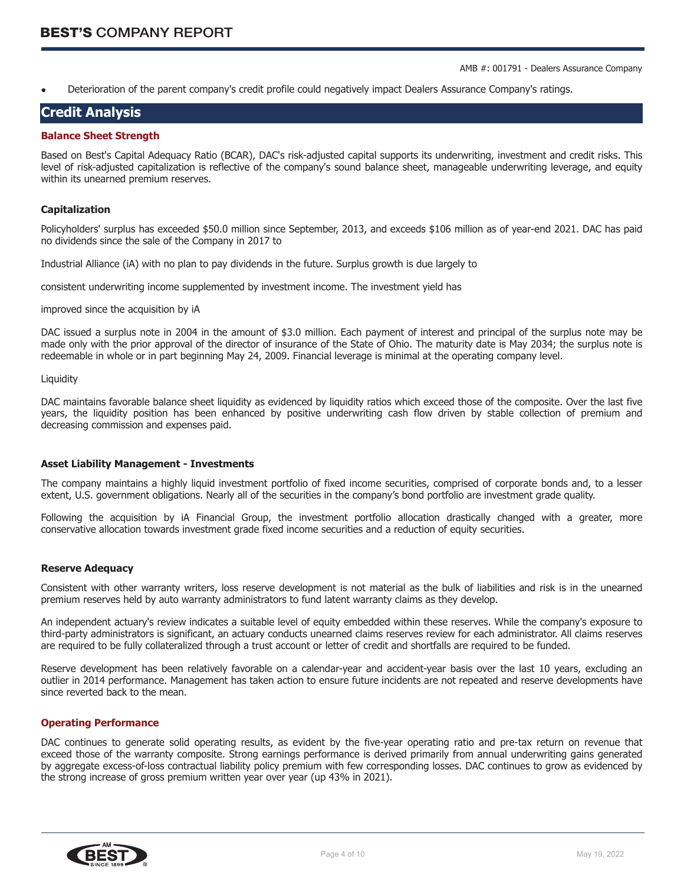- Deterioration of the parent company's credit profile could negatively impact Dealers Assurance Company's ratings.

## Credit Analysis

### Balance Sheet Strength

Based on Best's Capital Adequacy Ratio (BCAR), DAC's risk-adjusted capital supports its underwriting, investment and credit risks. This level of risk-adjusted capitalization is reflective of the company's sound balance sheet, manageable underwriting leverage, and equity within its unearned premium reserves.

#### Capitalization

Policyholders' surplus has exceeded $50.0 million since September, 2013, and exceeds $106 million as of year-end 2021. DAC has paid no dividends since the sale of the Company in 2017 to

Industrial Alliance (iA) with no plan to pay dividends in the future. Surplus growth is due largely to

consistent underwriting income supplemented by investment income. The investment yield has

improved since the acquisition by iA

DAC issued a surplus note in 2004 in the amount of $3.0 million. Each payment of interest and principal of the surplus note may be made only with the prior approval of the director of insurance of the State of Ohio. The maturity date is May 2034; the surplus note is redeemable in whole or in part beginning May 24, 2009. Financial leverage is minimal at the operating company level.

Liquidity

DAC maintains favorable balance sheet liquidity as evidenced by liquidity ratios which exceed those of the composite. Over the last five years, the liquidity position has been enhanced by positive underwriting cash flow driven by stable collection of premium and decreasing commission and expenses paid.

#### Asset Liability Management - Investments

The company maintains a highly liquid investment portfolio of fixed income securities, comprised of corporate bonds and, to a lesser extent, U.S. government obligations. Nearly all of the securities in the company's bond portfolio are investment grade quality.

Following the acquisition by iA Financial Group, the investment portfolio allocation drastically changed with a greater, more conservative allocation towards investment grade fixed income securities and a reduction of equity securities.

#### Reserve Adequacy

Consistent with other warranty writers, loss reserve development is not material as the bulk of liabilities and risk is in the unearned premium reserves held by auto warranty administrators to fund latent warranty claims as they develop.

An independent actuary's review indicates a suitable level of equity embedded within these reserves. While the company's exposure to third-party administrators is significant, an actuary conducts unearned claims reserves review for each administrator. All claims reserves are required to be fully collateralized through a trust account or letter of credit and shortfalls are required to be funded.

Reserve development has been relatively favorable on a calendar-year and accident-year basis over the last 10 years, excluding an outlier in 2014 performance. Management has taken action to ensure future incidents are not repeated and reserve developments have since reverted back to the mean.

### Operating Performance

DAC continues to generate solid operating results, as evident by the five-year operating ratio and pre-tax return on revenue that exceed those of the warranty composite. Strong earnings performance is derived primarily from annual underwriting gains generated by aggregate excess-of-loss contractual liability policy premium with few corresponding losses. DAC continues to grow as evidenced by the strong increase of gross premium written year over year (up 43% in 2021).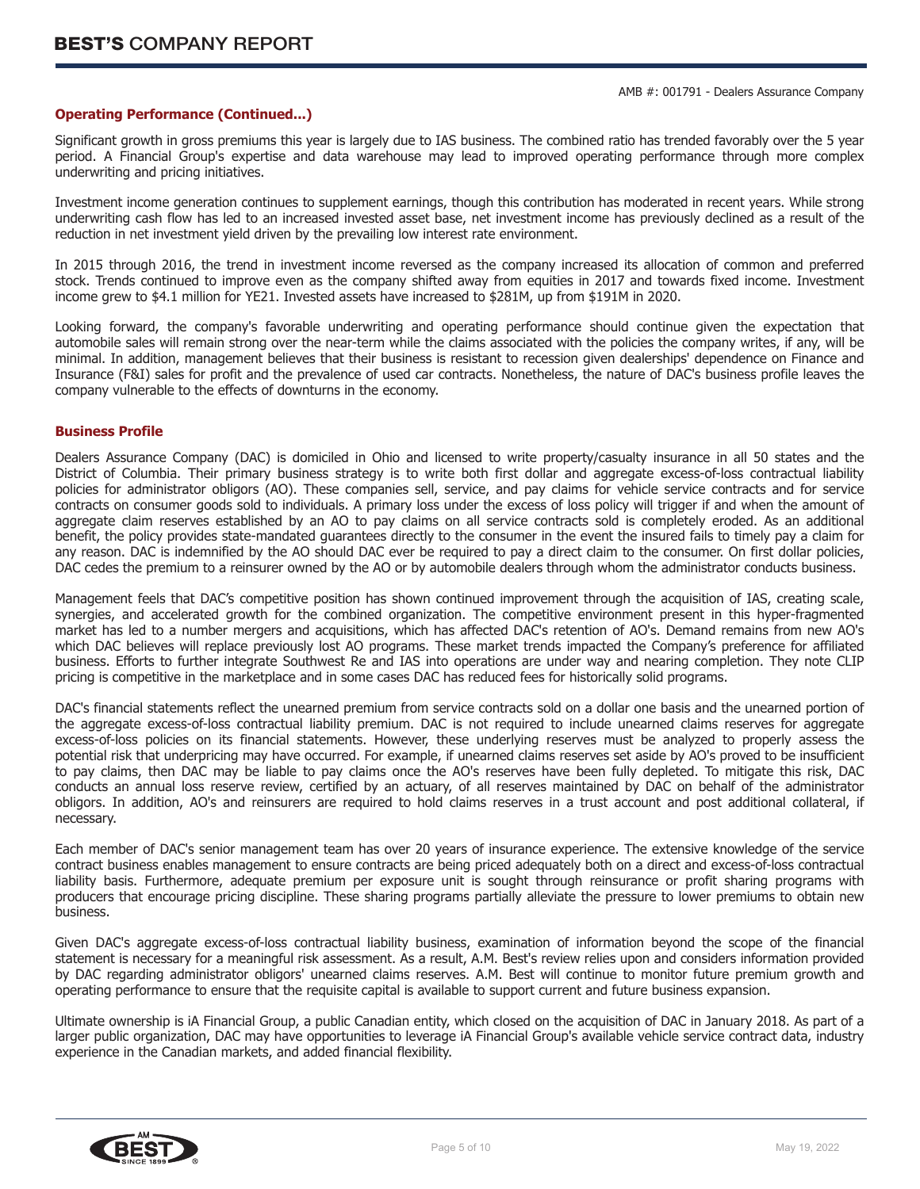## Operating Performance (Continued...)

Significant growth in gross premiums this year is largely due to IAS business. The combined ratio has trended favorably over the 5 year period. A Financial Group's expertise and data warehouse may lead to improved operating performance through more complex underwriting and pricing initiatives.

Investment income generation continues to supplement earnings, though this contribution has moderated in recent years. While strong underwriting cash flow has led to an increased invested asset base, net investment income has previously declined as a result of the reduction in net investment yield driven by the prevailing low interest rate environment.

In 2015 through 2016, the trend in investment income reversed as the company increased its allocation of common and preferred stock. Trends continued to improve even as the company shifted away from equities in 2017 and towards fixed income. Investment income grew to $4.1 million for YE21. Invested assets have increased to $281M, up from $191M in 2020.

Looking forward, the company's favorable underwriting and operating performance should continue given the expectation that automobile sales will remain strong over the near-term while the claims associated with the policies the company writes, if any, will be minimal. In addition, management believes that their business is resistant to recession given dealerships' dependence on Finance and Insurance (F&I) sales for profit and the prevalence of used car contracts. Nonetheless, the nature of DAC's business profile leaves the company vulnerable to the effects of downturns in the economy.

## Business Profile

Dealers Assurance Company (DAC) is domiciled in Ohio and licensed to write property/casualty insurance in all 50 states and the District of Columbia. Their primary business strategy is to write both first dollar and aggregate excess-of-loss contractual liability policies for administrator obligors (AO). These companies sell, service, and pay claims for vehicle service contracts and for service contracts on consumer goods sold to individuals. A primary loss under the excess of loss policy will trigger if and when the amount of aggregate claim reserves established by an AO to pay claims on all service contracts sold is completely eroded. As an additional benefit, the policy provides state-mandated guarantees directly to the consumer in the event the insured fails to timely pay a claim for any reason. DAC is indemnified by the AO should DAC ever be required to pay a direct claim to the consumer. On first dollar policies, DAC cedes the premium to a reinsurer owned by the AO or by automobile dealers through whom the administrator conducts business.

Management feels that DAC's competitive position has shown continued improvement through the acquisition of IAS, creating scale, synergies, and accelerated growth for the combined organization. The competitive environment present in this hyper-fragmented market has led to a number mergers and acquisitions, which has affected DAC's retention of AO's. Demand remains from new AO's which DAC believes will replace previously lost AO programs. These market trends impacted the Company's preference for affiliated business. Efforts to further integrate Southwest Re and IAS into operations are under way and nearing completion. They note CLIP pricing is competitive in the marketplace and in some cases DAC has reduced fees for historically solid programs.

DAC's financial statements reflect the unearned premium from service contracts sold on a dollar one basis and the unearned portion of the aggregate excess-of-loss contractual liability premium. DAC is not required to include unearned claims reserves for aggregate excess-of-loss policies on its financial statements. However, these underlying reserves must be analyzed to properly assess the potential risk that underpricing may have occurred. For example, if unearned claims reserves set aside by AO's proved to be insufficient to pay claims, then DAC may be liable to pay claims once the AO's reserves have been fully depleted. To mitigate this risk, DAC conducts an annual loss reserve review, certified by an actuary, of all reserves maintained by DAC on behalf of the administrator obligors. In addition, AO's and reinsurers are required to hold claims reserves in a trust account and post additional collateral, if necessary.

Each member of DAC's senior management team has over 20 years of insurance experience. The extensive knowledge of the service contract business enables management to ensure contracts are being priced adequately both on a direct and excess-of-loss contractual liability basis. Furthermore, adequate premium per exposure unit is sought through reinsurance or profit sharing programs with producers that encourage pricing discipline. These sharing programs partially alleviate the pressure to lower premiums to obtain new business.

Given DAC's aggregate excess-of-loss contractual liability business, examination of information beyond the scope of the financial statement is necessary for a meaningful risk assessment. As a result, A.M. Best's review relies upon and considers information provided by DAC regarding administrator obligors' unearned claims reserves. A.M. Best will continue to monitor future premium growth and operating performance to ensure that the requisite capital is available to support current and future business expansion.

Ultimate ownership is iA Financial Group, a public Canadian entity, which closed on the acquisition of DAC in January 2018. As part of a larger public organization, DAC may have opportunities to leverage iA Financial Group's available vehicle service contract data, industry experience in the Canadian markets, and added financial flexibility.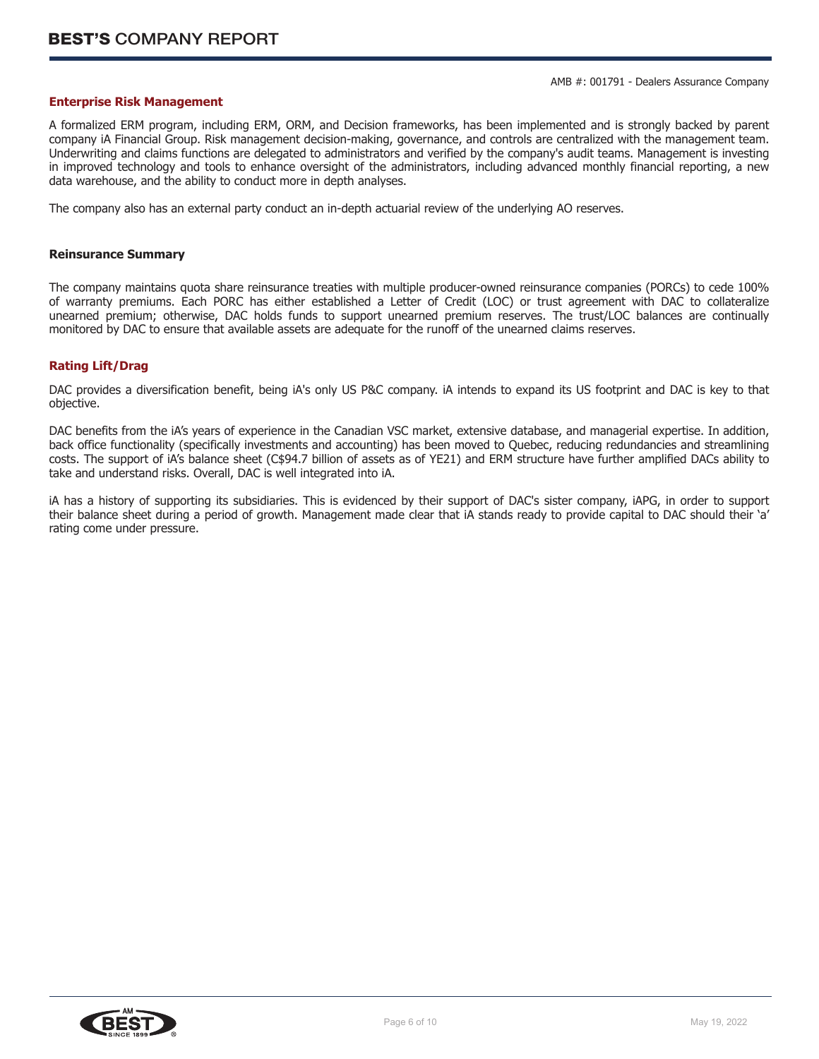## Enterprise Risk Management

A formalized ERM program, including ERM, ORM, and Decision frameworks, has been implemented and is strongly backed by parent company iA Financial Group. Risk management decision-making, governance, and controls are centralized with the management team. Underwriting and claims functions are delegated to administrators and verified by the company's audit teams. Management is investing in improved technology and tools to enhance oversight of the administrators, including advanced monthly financial reporting, a new data warehouse, and the ability to conduct more in depth analyses.

The company also has an external party conduct an in-depth actuarial review of the underlying AO reserves.

### Reinsurance Summary

The company maintains quota share reinsurance treaties with multiple producer-owned reinsurance companies (PORCs) to cede 100% of warranty premiums. Each PORC has either established a Letter of Credit (LOC) or trust agreement with DAC to collateralize unearned premium; otherwise, DAC holds funds to support unearned premium reserves. The trust/LOC balances are continually monitored by DAC to ensure that available assets are adequate for the runoff of the unearned claims reserves.

## Rating Lift/Drag

DAC provides a diversification benefit, being iA's only US P&C company. iA intends to expand its US footprint and DAC is key to that objective.

DAC benefits from the iA's years of experience in the Canadian VSC market, extensive database, and managerial expertise. In addition, back office functionality (specifically investments and accounting) has been moved to Quebec, reducing redundancies and streamlining costs. The support of iA's balance sheet (C$94.7 billion of assets as of YE21) and ERM structure have further amplified DACs ability to take and understand risks. Overall, DAC is well integrated into iA.

iA has a history of supporting its subsidiaries. This is evidenced by their support of DAC's sister company, iAPG, in order to support their balance sheet during a period of growth. Management made clear that iA stands ready to provide capital to DAC should their 'a' rating come under pressure.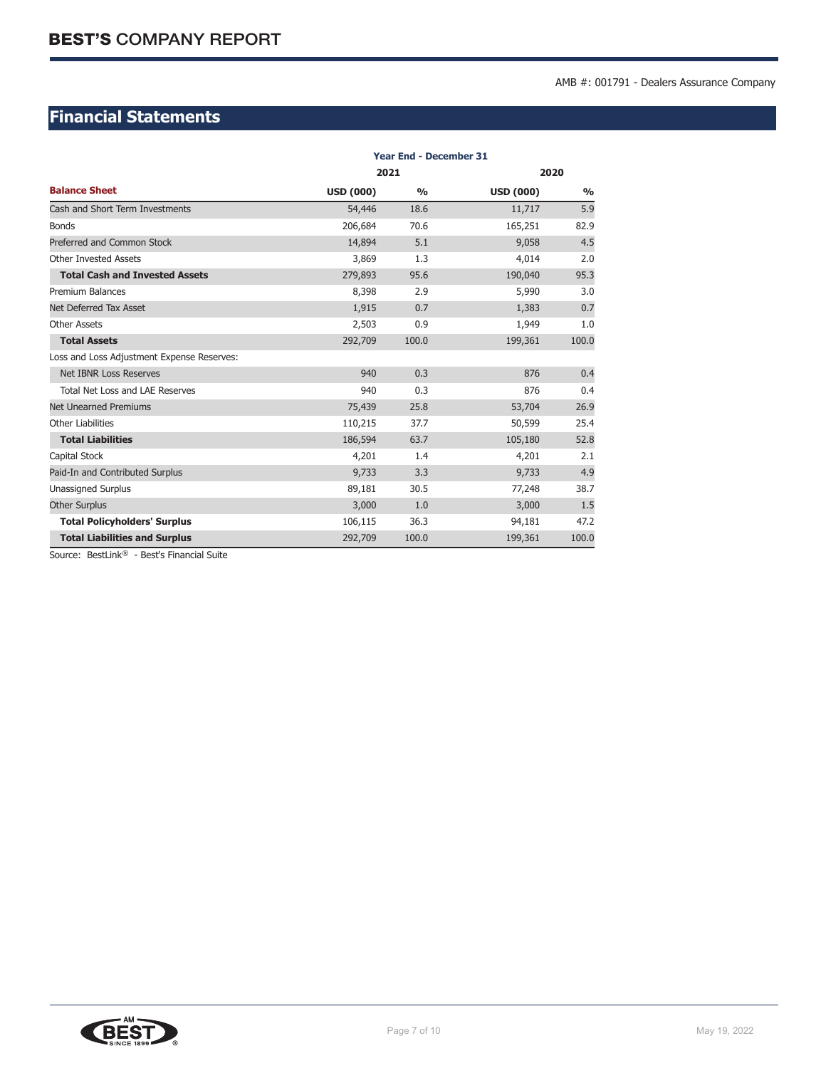## Financial Statements

| | Year End - December 31 | | | |
|---|---|---|---|---|
| | 2021 | | 2020 | |
| **Balance Sheet** | **USD (000)** | **%** | **USD (000)** | **%** |
| Cash and Short Term Investments | 54,446 | 18.6 | 11,717 | 5.9 |
| Bonds | 206,684 | 70.6 | 165,251 | 82.9 |
| Preferred and Common Stock | 14,894 | 5.1 | 9,058 | 4.5 |
| Other Invested Assets | 3,869 | 1.3 | 4,014 | 2.0 |
| **Total Cash and Invested Assets** | 279,893 | 95.6 | 190,040 | 95.3 |
| Premium Balances | 8,398 | 2.9 | 5,990 | 3.0 |
| Net Deferred Tax Asset | 1,915 | 0.7 | 1,383 | 0.7 |
| Other Assets | 2,503 | 0.9 | 1,949 | 1.0 |
| **Total Assets** | 292,709 | 100.0 | 199,361 | 100.0 |
| Loss and Loss Adjustment Expense Reserves: | | | | |
| Net IBNR Loss Reserves | 940 | 0.3 | 876 | 0.4 |
| Total Net Loss and LAE Reserves | 940 | 0.3 | 876 | 0.4 |
| Net Unearned Premiums | 75,439 | 25.8 | 53,704 | 26.9 |
| Other Liabilities | 110,215 | 37.7 | 50,599 | 25.4 |
| **Total Liabilities** | 186,594 | 63.7 | 105,180 | 52.8 |
| Capital Stock | 4,201 | 1.4 | 4,201 | 2.1 |
| Paid-In and Contributed Surplus | 9,733 | 3.3 | 9,733 | 4.9 |
| Unassigned Surplus | 89,181 | 30.5 | 77,248 | 38.7 |
| Other Surplus | 3,000 | 1.0 | 3,000 | 1.5 |
| **Total Policyholders' Surplus** | 106,115 | 36.3 | 94,181 | 47.2 |
| **Total Liabilities and Surplus** | 292,709 | 100.0 | 199,361 | 100.0 |

Source: BestLink® - Best's Financial Suite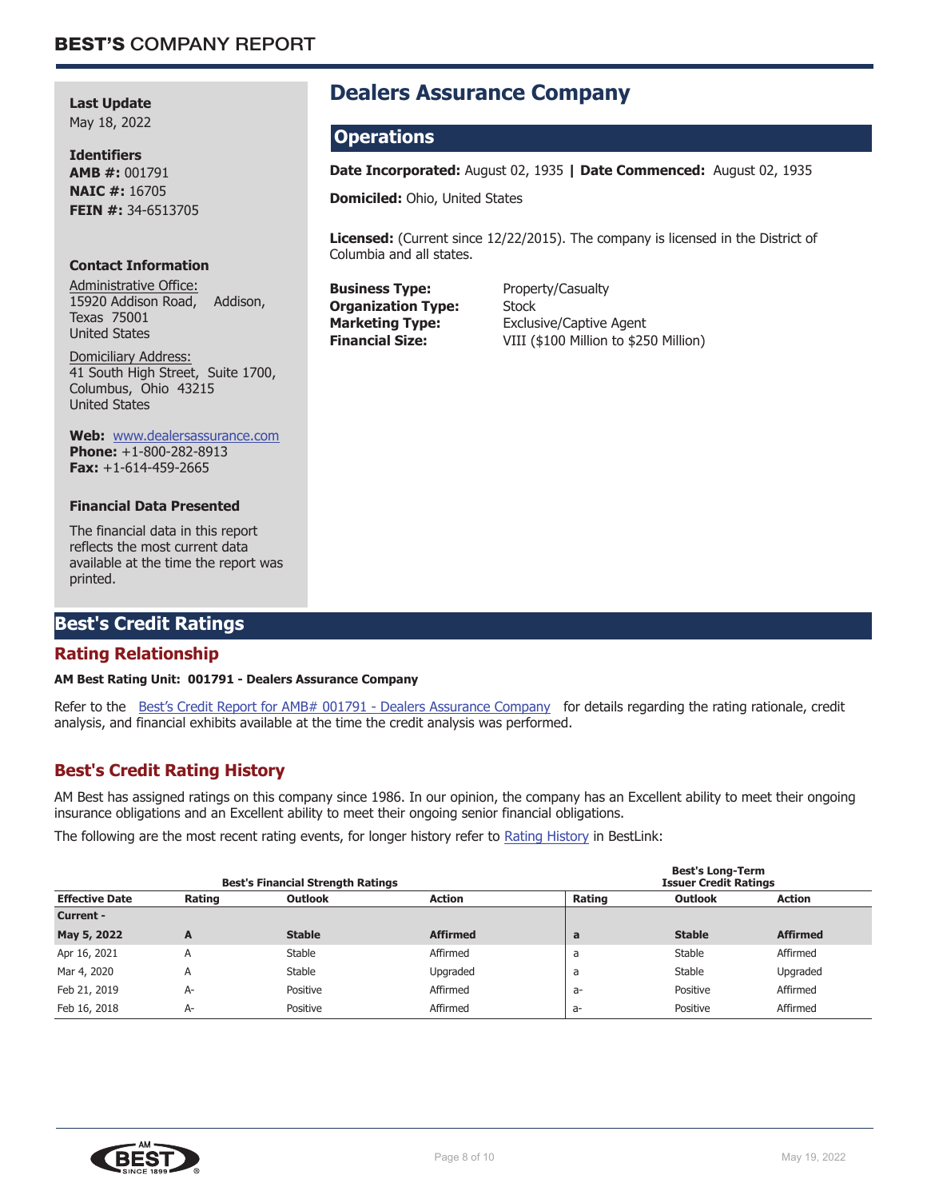# Dealers Assurance Company

**Last Update**
May 18, 2022

**Identifiers**
**AMB #:** 001791
**NAIC #:** 16705
**FEIN #:** 34-6513705

**Contact Information**

Administrative Office:
15920 Addison Road, Addison, Texas 75001
United States

Domiciliary Address:
41 South High Street, Suite 1700, Columbus, Ohio 43215
United States

**Web:** www.dealersassurance.com
**Phone:** +1-800-282-8913
**Fax:** +1-614-459-2665

**Financial Data Presented**

The financial data in this report reflects the most current data available at the time the report was printed.

## Operations

**Date Incorporated:** August 02, 1935 | **Date Commenced:** August 02, 1935

**Domiciled:** Ohio, United States

**Licensed:** (Current since 12/22/2015). The company is licensed in the District of Columbia and all states.

**Business Type:** Property/Casualty
**Organization Type:** Stock
**Marketing Type:** Exclusive/Captive Agent
**Financial Size:** VIII ($100 Million to $250 Million)

## Best's Credit Ratings

### Rating Relationship

**AM Best Rating Unit: 001791 - Dealers Assurance Company**

Refer to the Best's Credit Report for AMB# 001791 - Dealers Assurance Company for details regarding the rating rationale, credit analysis, and financial exhibits available at the time the credit analysis was performed.

### Best's Credit Rating History

AM Best has assigned ratings on this company since 1986. In our opinion, the company has an Excellent ability to meet their ongoing insurance obligations and an Excellent ability to meet their ongoing senior financial obligations.

The following are the most recent rating events, for longer history refer to Rating History in BestLink:

| | Best's Financial Strength Ratings | | | Best's Long-Term Issuer Credit Ratings | | |
|---|---|---|---|---|---|---|
| **Effective Date** | **Rating** | **Outlook** | **Action** | **Rating** | **Outlook** | **Action** |
| **Current -** | | | | | | |
| **May 5, 2022** | **A** | **Stable** | **Affirmed** | **a** | **Stable** | **Affirmed** |
| Apr 16, 2021 | A | Stable | Affirmed | a | Stable | Affirmed |
| Mar 4, 2020 | A | Stable | Upgraded | a | Stable | Upgraded |
| Feb 21, 2019 | A- | Positive | Affirmed | a- | Positive | Affirmed |
| Feb 16, 2018 | A- | Positive | Affirmed | a- | Positive | Affirmed |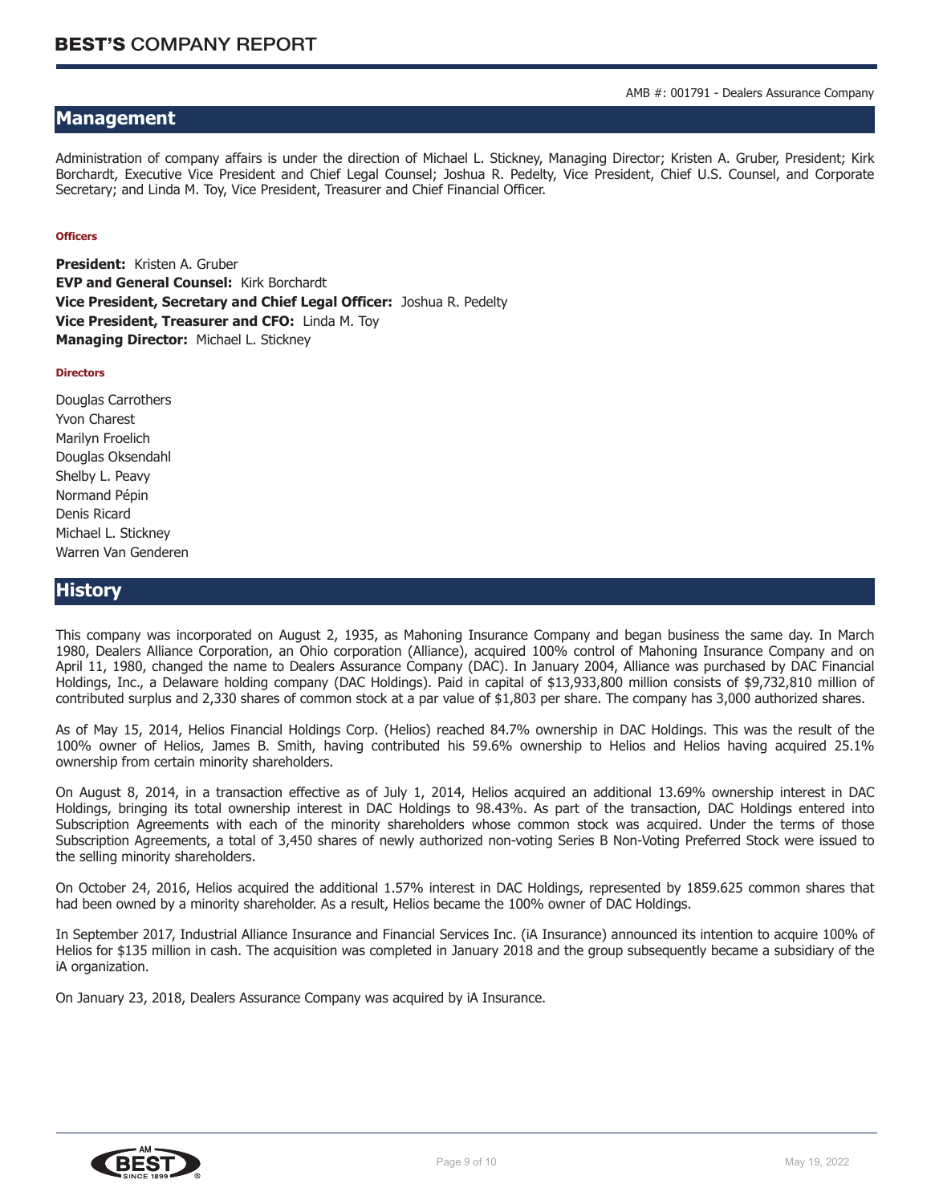AMB #: 001791 - Dealers Assurance Company

## Management

Administration of company affairs is under the direction of Michael L. Stickney, Managing Director; Kristen A. Gruber, President; Kirk Borchardt, Executive Vice President and Chief Legal Counsel; Joshua R. Pedelty, Vice President, Chief U.S. Counsel, and Corporate Secretary; and Linda M. Toy, Vice President, Treasurer and Chief Financial Officer.

#### Officers

**President:** Kristen A. Gruber
**EVP and General Counsel:** Kirk Borchardt
**Vice President, Secretary and Chief Legal Officer:** Joshua R. Pedelty
**Vice President, Treasurer and CFO:** Linda M. Toy
**Managing Director:** Michael L. Stickney

#### Directors

Douglas Carrothers
Yvon Charest
Marilyn Froelich
Douglas Oksendahl
Shelby L. Peavy
Normand Pépin
Denis Ricard
Michael L. Stickney
Warren Van Genderen

## History

This company was incorporated on August 2, 1935, as Mahoning Insurance Company and began business the same day. In March 1980, Dealers Alliance Corporation, an Ohio corporation (Alliance), acquired 100% control of Mahoning Insurance Company and on April 11, 1980, changed the name to Dealers Assurance Company (DAC). In January 2004, Alliance was purchased by DAC Financial Holdings, Inc., a Delaware holding company (DAC Holdings). Paid in capital of $13,933,800 million consists of $9,732,810 million of contributed surplus and 2,330 shares of common stock at a par value of $1,803 per share. The company has 3,000 authorized shares.

As of May 15, 2014, Helios Financial Holdings Corp. (Helios) reached 84.7% ownership in DAC Holdings. This was the result of the 100% owner of Helios, James B. Smith, having contributed his 59.6% ownership to Helios and Helios having acquired 25.1% ownership from certain minority shareholders.

On August 8, 2014, in a transaction effective as of July 1, 2014, Helios acquired an additional 13.69% ownership interest in DAC Holdings, bringing its total ownership interest in DAC Holdings to 98.43%. As part of the transaction, DAC Holdings entered into Subscription Agreements with each of the minority shareholders whose common stock was acquired. Under the terms of those Subscription Agreements, a total of 3,450 shares of newly authorized non-voting Series B Non-Voting Preferred Stock were issued to the selling minority shareholders.

On October 24, 2016, Helios acquired the additional 1.57% interest in DAC Holdings, represented by 1859.625 common shares that had been owned by a minority shareholder. As a result, Helios became the 100% owner of DAC Holdings.

In September 2017, Industrial Alliance Insurance and Financial Services Inc. (iA Insurance) announced its intention to acquire 100% of Helios for $135 million in cash. The acquisition was completed in January 2018 and the group subsequently became a subsidiary of the iA organization.

On January 23, 2018, Dealers Assurance Company was acquired by iA Insurance.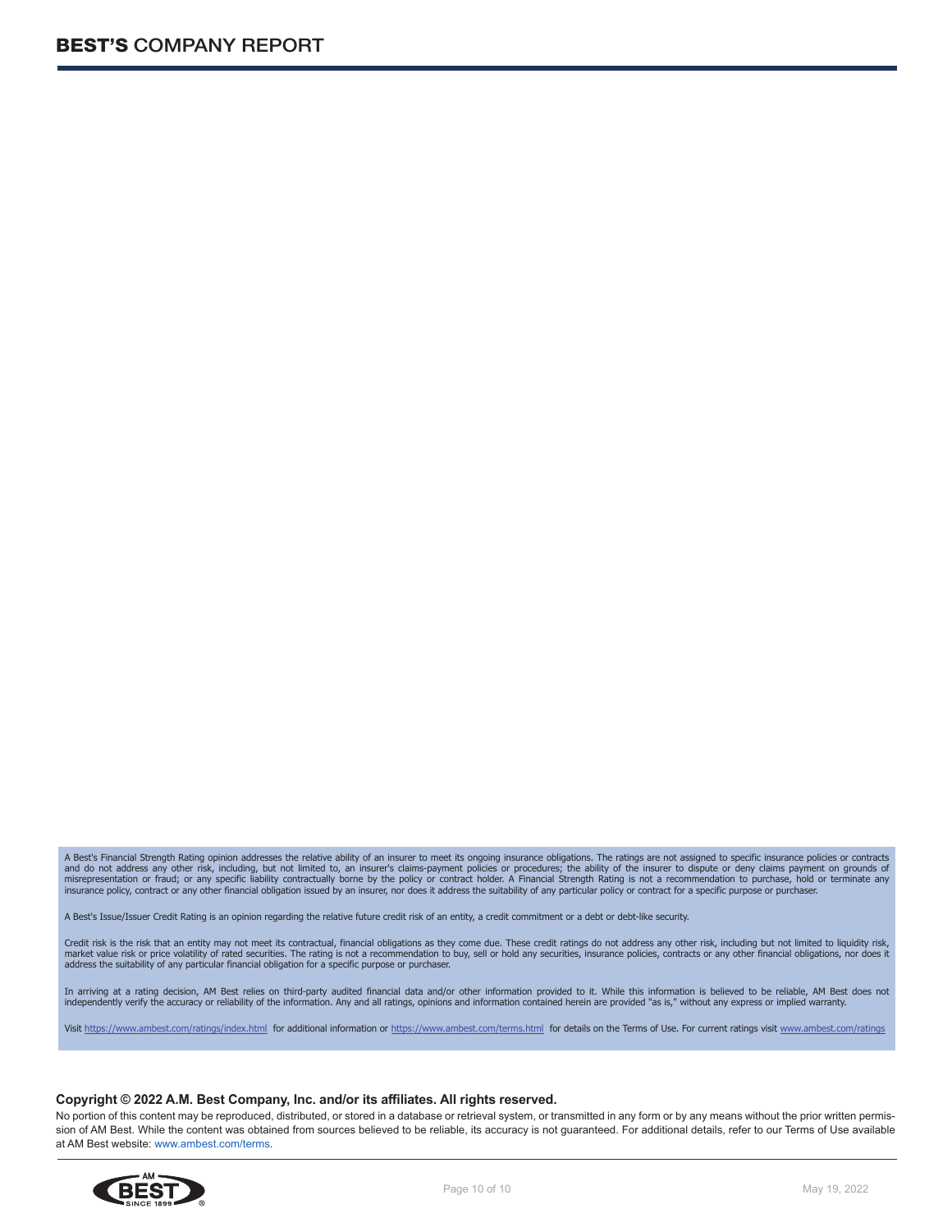A Best's Financial Strength Rating opinion addresses the relative ability of an insurer to meet its ongoing insurance obligations. The ratings are not assigned to specific insurance policies or contracts and do not address any other risk, including, but not limited to, an insurer's claims-payment policies or procedures; the ability of the insurer to dispute or deny claims payment on grounds of misrepresentation or fraud; or any specific liability contractually borne by the policy or contract holder. A Financial Strength Rating is not a recommendation to purchase, hold or terminate any insurance policy, contract or any other financial obligation issued by an insurer, nor does it address the suitability of any particular policy or contract for a specific purpose or purchaser.

A Best's Issue/Issuer Credit Rating is an opinion regarding the relative future credit risk of an entity, a credit commitment or a debt or debt-like security.

Credit risk is the risk that an entity may not meet its contractual, financial obligations as they come due. These credit ratings do not address any other risk, including but not limited to liquidity risk, market value risk or price volatility of rated securities. The rating is not a recommendation to buy, sell or hold any securities, insurance policies, contracts or any other financial obligations, nor does it address the suitability of any particular financial obligation for a specific purpose or purchaser.

In arriving at a rating decision, AM Best relies on third-party audited financial data and/or other information provided to it. While this information is believed to be reliable, AM Best does not independently verify the accuracy or reliability of the information. Any and all ratings, opinions and information contained herein are provided "as is," without any express or implied warranty.

Visit https://www.ambest.com/ratings/index.html for additional information or https://www.ambest.com/terms.html for details on the Terms of Use. For current ratings visit www.ambest.com/ratings

**Copyright © 2022 A.M. Best Company, Inc. and/or its affiliates. All rights reserved.**

No portion of this content may be reproduced, distributed, or stored in a database or retrieval system, or transmitted in any form or by any means without the prior written permission of AM Best. While the content was obtained from sources believed to be reliable, its accuracy is not guaranteed. For additional details, refer to our Terms of Use available at AM Best website: www.ambest.com/terms.